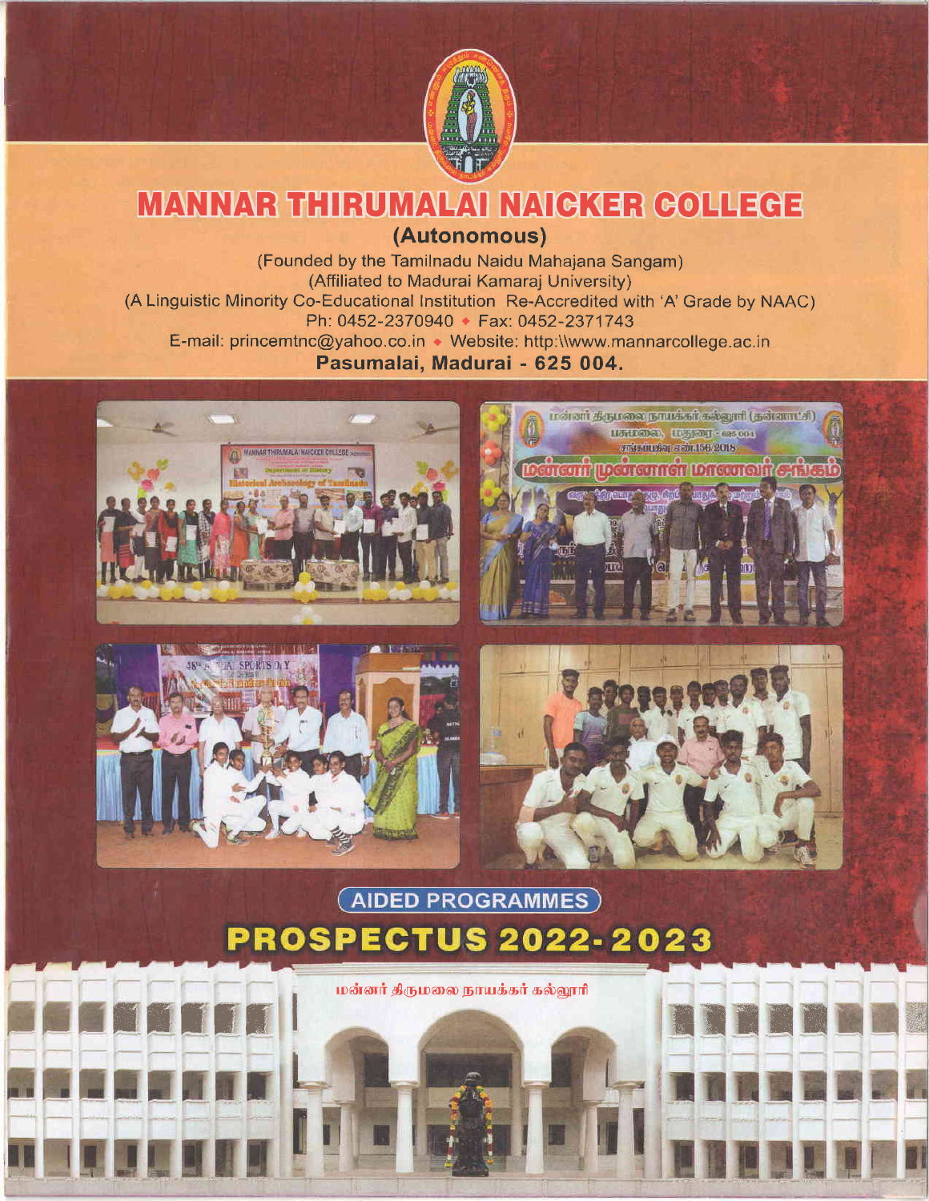# MANNAR THIRUMALAI NAICKER COLLEGE

**(Autonomous)**

(Founded by the Tamilnadu Naidu Mahajana Sangam)

(Affiliated to Madurai Kamaraj University)

(A Linguistic Minority Co-Educational Institution Re-Accredited with 'A' Grade by NAAC)

Ph: 0452-2370940 • Fax: 0452-2371743

E-mail: princemtnc@yahoo.co.in • Website: http:\\www.mannarcollege.ac.in

**Pasumalai, Madurai - 625 004.**

AIDED PROGRAMMES

# PROSPECTUS 2022-2023

மன்னர் திருமலை நாயக்கர் கல்லூரி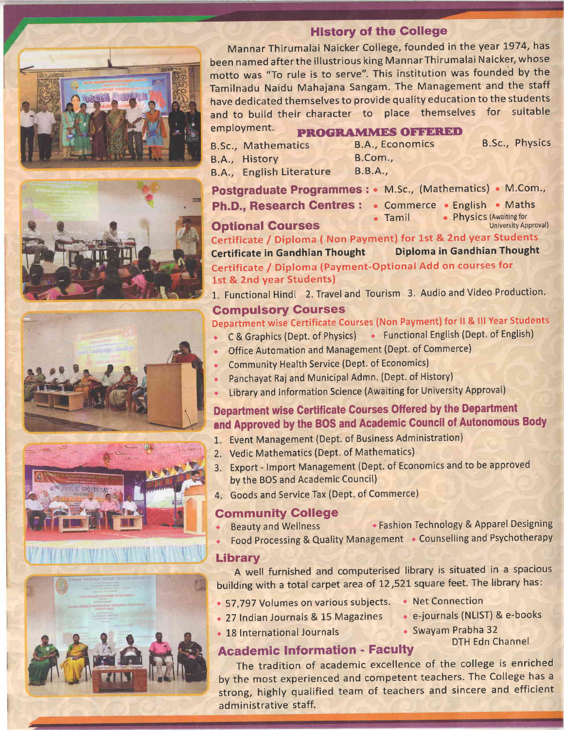## History of the College

Mannar Thirumalai Naicker College, founded in the year 1974, has been named after the illustrious king Mannar Thirumalai Naicker, whose motto was "To rule is to serve". This institution was founded by the Tamilnadu Naidu Mahajana Sangam. The Management and the staff have dedicated themselves to provide quality education to the students and to build their character to place themselves for suitable employment.

## PROGRAMMES OFFERED

- B.Sc., Mathematics
- B.A., History
- B.A., English Literature
- B.A., Economics
- B.Com.,
- B.B.A.,
- B.Sc., Physics

**Postgraduate Programmes :** • M.Sc., (Mathematics) • M.Com.,

**Ph.D., Research Centres :** • Commerce • English • Maths • Tamil • Physics (Awaiting for University Approval)

## Optional Courses

**Certificate / Diploma ( Non Payment) for 1st & 2nd year Students**

**Certificate in Gandhian Thought** **Diploma in Gandhian Thought**

**Certificate / Diploma (Payment-Optional Add on courses for 1st & 2nd year Students)**

1. Functional Hindi 2. Travel and Tourism 3. Audio and Video Production.

## Compulsory Courses

**Department wise Certificate Courses (Non Payment) for II & III Year Students**

- C & Graphics (Dept. of Physics)
- Functional English (Dept. of English)
- Office Automation and Management (Dept. of Commerce)
- Community Health Service (Dept. of Economics)
- Panchayat Raj and Municipal Admn. (Dept. of History)
- Library and Information Science (Awaiting for University Approval)

### Department wise Certificate Courses Offered by the Department and Approved by the BOS and Academic Council of Autonomous Body

1. Event Management (Dept. of Business Administration)
2. Vedic Mathematics (Dept. of Mathematics)
3. Export - Import Management (Dept. of Economics and to be approved by the BOS and Academic Council)
4. Goods and Service Tax (Dept. of Commerce)

## Community College

- Beauty and Wellness
- Fashion Technology & Apparel Designing
- Food Processing & Quality Management
- Counselling and Psychotherapy

## Library

A well furnished and computerised library is situated in a spacious building with a total carpet area of 12,521 square feet. The library has:

- 57,797 Volumes on various subjects.
- 27 Indian Journals & 15 Magazines
- 18 International Journals
- Net Connection
- e-journals (NLIST) & e-books
- Swayam Prabha 32 DTH Edn Channel

## Academic Information - Faculty

The tradition of academic excellence of the college is enriched by the most experienced and competent teachers. The College has a strong, highly qualified team of teachers and sincere and efficient administrative staff.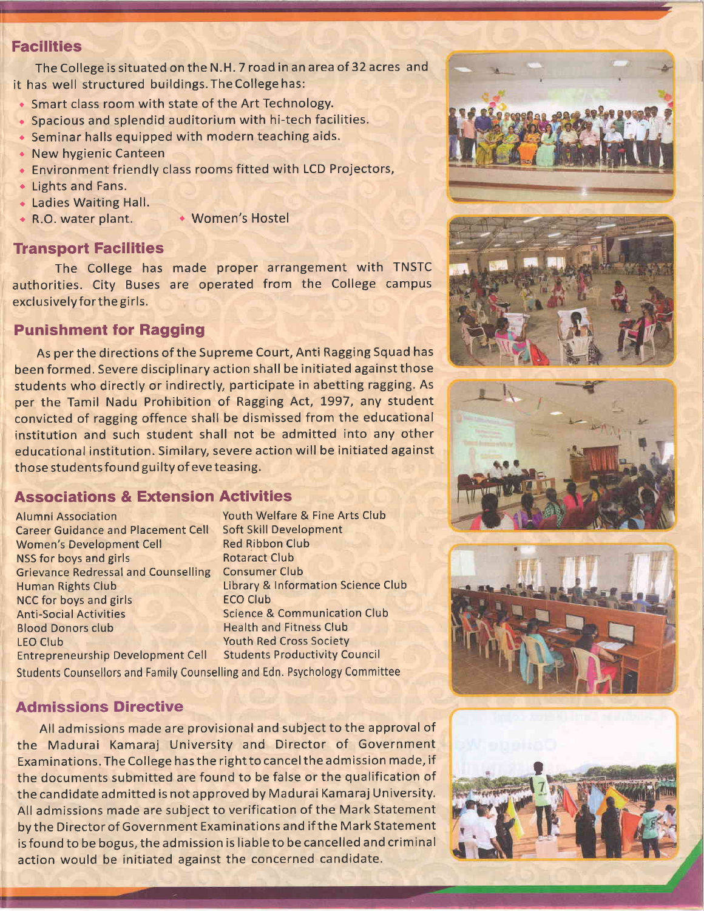## Facilities

The College is situated on the N.H. 7 road in an area of 32 acres and it has well structured buildings. The College has:

- Smart class room with state of the Art Technology.
- Spacious and splendid auditorium with hi-tech facilities.
- Seminar halls equipped with modern teaching aids.
- New hygienic Canteen
- Environment friendly class rooms fitted with LCD Projectors,
- Lights and Fans.
- Ladies Waiting Hall.
- R.O. water plant.
- Women's Hostel

## Transport Facilities

The College has made proper arrangement with TNSTC authorities. City Buses are operated from the College campus exclusively for the girls.

## Punishment for Ragging

As per the directions of the Supreme Court, Anti Ragging Squad has been formed. Severe disciplinary action shall be initiated against those students who directly or indirectly, participate in abetting ragging. As per the Tamil Nadu Prohibition of Ragging Act, 1997, any student convicted of ragging offence shall be dismissed from the educational institution and such student shall not be admitted into any other educational institution. Similary, severe action will be initiated against those students found guilty of eve teasing.

## Associations & Extension Activities

- Alumni Association
- Career Guidance and Placement Cell
- Women's Development Cell
- NSS for boys and girls
- Grievance Redressal and Counselling
- Human Rights Club
- NCC for boys and girls
- Anti-Social Activities
- Blood Donors club
- LEO Club
- Entrepreneurship Development Cell
- Youth Welfare & Fine Arts Club
- Soft Skill Development
- Red Ribbon Club
- Rotaract Club
- Consumer Club
- Library & Information Science Club
- ECO Club
- Science & Communication Club
- Health and Fitness Club
- Youth Red Cross Society
- Students Productivity Council
- Students Counsellors and Family Counselling and Edn. Psychology Committee

## Admissions Directive

All admissions made are provisional and subject to the approval of the Madurai Kamaraj University and Director of Government Examinations. The College has the right to cancel the admission made, if the documents submitted are found to be false or the qualification of the candidate admitted is not approved by Madurai Kamaraj University. All admissions made are subject to verification of the Mark Statement by the Director of Government Examinations and if the Mark Statement is found to be bogus, the admission is liable to be cancelled and criminal action would be initiated against the concerned candidate.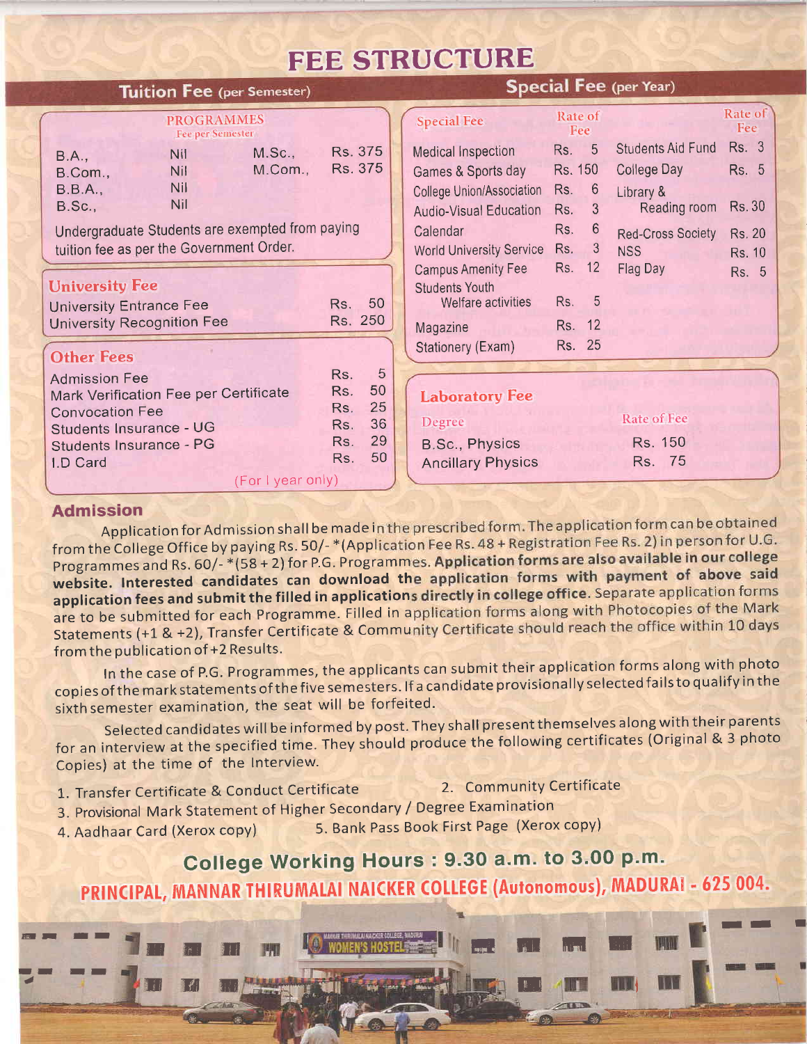# FEE STRUCTURE

## Tuition Fee (per Semester)

| PROGRAMMES Fee per Semester | | | |
|---|---|---|---|
| B.A., | Nil | M.Sc., | Rs. 375 |
| B.Com., | Nil | M.Com., | Rs. 375 |
| B.B.A., | Nil | | |
| B.Sc., | Nil | | |

Undergraduate Students are exempted from paying tuition fee as per the Government Order.

### University Fee

| | |
|---|---|
| University Entrance Fee | Rs. 50 |
| University Recognition Fee | Rs. 250 |

### Other Fees

| | |
|---|---|
| Admission Fee | Rs. 5 |
| Mark Verification Fee per Certificate | Rs. 50 |
| Convocation Fee | Rs. 25 |
| Students Insurance - UG | Rs. 36 |
| Students Insurance - PG | Rs. 29 |
| I.D Card | Rs. 50 |

(For I year only)

## Special Fee (per Year)

| Special Fee | Rate of Fee | | Rate of Fee |
|---|---|---|---|
| Medical Inspection | Rs. 5 | Students Aid Fund | Rs. 3 |
| Games & Sports day | Rs. 150 | College Day | Rs. 5 |
| College Union/Association | Rs. 6 | Library & Reading room | Rs. 30 |
| Audio-Visual Education | Rs. 3 | | |
| Calendar | Rs. 6 | Red-Cross Society | Rs. 20 |
| World University Service | Rs. 3 | NSS | Rs. 10 |
| Campus Amenity Fee | Rs. 12 | Flag Day | Rs. 5 |
| Students Youth Welfare activities | Rs. 5 | | |
| Magazine | Rs. 12 | | |
| Stationery (Exam) | Rs. 25 | | |

### Laboratory Fee

| Degree | Rate of Fee |
|---|---|
| B.Sc., Physics | Rs. 150 |
| Ancillary Physics | Rs. 75 |

## Admission

Application for Admission shall be made in the prescribed form. The application form can be obtained from the College Office by paying Rs. 50/- *(Application Fee Rs. 48 + Registration Fee Rs. 2) in person for U.G. Programmes and Rs. 60/- *(58 + 2) for P.G. Programmes. **Application forms are also available in our college website. Interested candidates can download the application forms with payment of above said application fees and submit the filled in applications directly in college office.** Separate application forms are to be submitted for each Programme. Filled in application forms along with Photocopies of the Mark Statements (+1 & +2), Transfer Certificate & Community Certificate should reach the office within 10 days from the publication of +2 Results.

In the case of P.G. Programmes, the applicants can submit their application forms along with photo copies of the mark statements of the five semesters. If a candidate provisionally selected fails to qualify in the sixth semester examination, the seat will be forfeited.

Selected candidates will be informed by post. They shall present themselves along with their parents for an interview at the specified time. They should produce the following certificates (Original & 3 photo Copies) at the time of the Interview.

1. Transfer Certificate & Conduct Certificate
2. Community Certificate
3. Provisional Mark Statement of Higher Secondary / Degree Examination
4. Aadhaar Card (Xerox copy)
5. Bank Pass Book First Page (Xerox copy)

**College Working Hours : 9.30 a.m. to 3.00 p.m.**

**PRINCIPAL, MANNAR THIRUMALAI NAICKER COLLEGE (Autonomous), MADURAI - 625 004.**